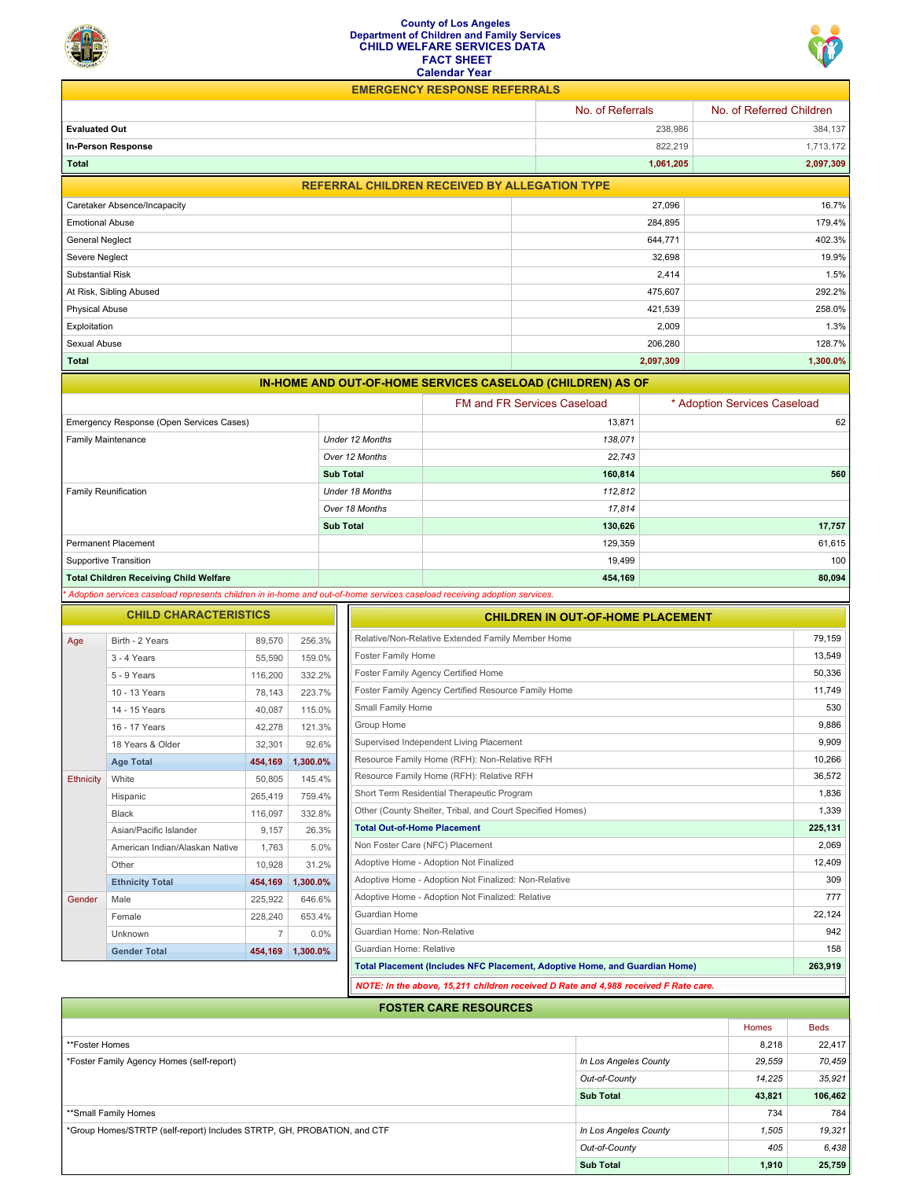# County of Los Angeles
## Department of Children and Family Services
## CHILD WELFARE SERVICES DATA
## FACT SHEET
## Calendar Year

### EMERGENCY RESPONSE REFERRALS

| | No. of Referrals | No. of Referred Children |
|---|---|---|
| **Evaluated Out** | 238,986 | 384,137 |
| **In-Person Response** | 822,219 | 1,713,172 |
| **Total** | **1,061,205** | **2,097,309** |

### REFERRAL CHILDREN RECEIVED BY ALLEGATION TYPE

| | | |
|---|---|---|
| Caretaker Absence/Incapacity | 27,096 | 16.7% |
| Emotional Abuse | 284,895 | 179.4% |
| General Neglect | 644,771 | 402.3% |
| Severe Neglect | 32,698 | 19.9% |
| Substantial Risk | 2,414 | 1.5% |
| At Risk, Sibling Abused | 475,607 | 292.2% |
| Physical Abuse | 421,539 | 258.0% |
| Exploitation | 2,009 | 1.3% |
| Sexual Abuse | 206,280 | 128.7% |
| **Total** | **2,097,309** | **1,300.0%** |

### IN-HOME AND OUT-OF-HOME SERVICES CASELOAD (CHILDREN) AS OF

| | | FM and FR Services Caseload | * Adoption Services Caseload |
|---|---|---|---|
| Emergency Response (Open Services Cases) | | 13,871 | 62 |
| Family Maintenance | *Under 12 Months* | *138,071* | |
| | *Over 12 Months* | *22,743* | |
| | **Sub Total** | **160,814** | **560** |
| Family Reunification | *Under 18 Months* | *112,812* | |
| | *Over 18 Months* | *17,814* | |
| | **Sub Total** | **130,626** | **17,757** |
| Permanent Placement | | 129,359 | 61,615 |
| Supportive Transition | | 19,499 | 100 |
| **Total Children Receiving Child Welfare** | | **454,169** | **80,094** |

*\* Adoption services caseload represents children in in-home and out-of-home services caseload receiving adoption services.*

### CHILD CHARACTERISTICS

| | | | |
|---|---|---|---|
| Age | Birth - 2 Years | 89,570 | 256.3% |
| | 3 - 4 Years | 55,590 | 159.0% |
| | 5 - 9 Years | 116,200 | 332.2% |
| | 10 - 13 Years | 78,143 | 223.7% |
| | 14 - 15 Years | 40,087 | 115.0% |
| | 16 - 17 Years | 42,278 | 121.3% |
| | 18 Years & Older | 32,301 | 92.6% |
| | **Age Total** | **454,169** | **1,300.0%** |
| Ethnicity | White | 50,805 | 145.4% |
| | Hispanic | 265,419 | 759.4% |
| | Black | 116,097 | 332.8% |
| | Asian/Pacific Islander | 9,157 | 26.3% |
| | American Indian/Alaskan Native | 1,763 | 5.0% |
| | Other | 10,928 | 31.2% |
| | **Ethnicity Total** | **454,169** | **1,300.0%** |
| Gender | Male | 225,922 | 646.6% |
| | Female | 228,240 | 653.4% |
| | Unknown | 7 | 0.0% |
| | **Gender Total** | **454,169** | **1,300.0%** |

### CHILDREN IN OUT-OF-HOME PLACEMENT

| | |
|---|---|
| Relative/Non-Relative Extended Family Member Home | 79,159 |
| Foster Family Home | 13,549 |
| Foster Family Agency Certified Home | 50,336 |
| Foster Family Agency Certified Resource Family Home | 11,749 |
| Small Family Home | 530 |
| Group Home | 9,886 |
| Supervised Independent Living Placement | 9,909 |
| Resource Family Home (RFH): Non-Relative RFH | 10,266 |
| Resource Family Home (RFH): Relative RFH | 36,572 |
| Short Term Residential Therapeutic Program | 1,836 |
| Other (County Shelter, Tribal, and Court Specified Homes) | 1,339 |
| **Total Out-of-Home Placement** | **225,131** |
| Non Foster Care (NFC) Placement | 2,069 |
| Adoptive Home - Adoption Not Finalized | 12,409 |
| Adoptive Home - Adoption Not Finalized: Non-Relative | 309 |
| Adoptive Home - Adoption Not Finalized: Relative | 777 |
| Guardian Home | 22,124 |
| Guardian Home: Non-Relative | 942 |
| Guardian Home: Relative | 158 |
| **Total Placement (Includes NFC Placement, Adoptive Home, and Guardian Home)** | **263,919** |

***NOTE: In the above, 15,211 children received D Rate and 4,988 received F Rate care.***

### FOSTER CARE RESOURCES

| | | Homes | Beds |
|---|---|---|---|
| **Foster Homes | | 8,218 | 22,417 |
| *Foster Family Agency Homes (self-report) | *In Los Angeles County* | *29,559* | *70,459* |
| | *Out-of-County* | *14,225* | *35,921* |
| | **Sub Total** | **43,821** | **106,462** |
| **Small Family Homes | | 734 | 784 |
| *Group Homes/STRTP (self-report) Includes STRTP, GH, PROBATION, and CTF | *In Los Angeles County* | *1,505* | *19,321* |
| | *Out-of-County* | *405* | *6,438* |
| | **Sub Total** | **1,910** | **25,759** |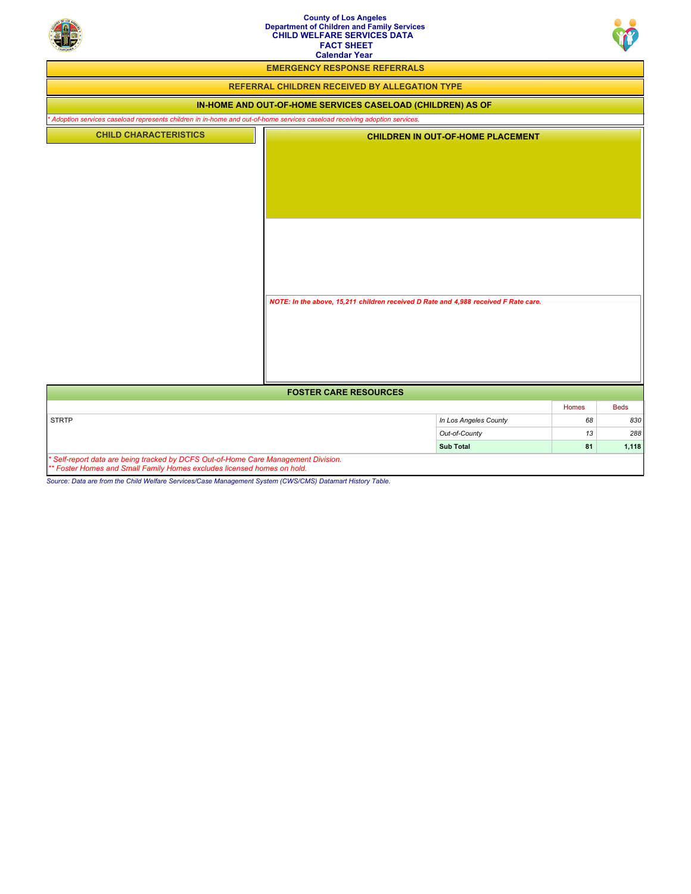County of Los Angeles
Department of Children and Family Services
CHILD WELFARE SERVICES DATA
FACT SHEET
Calendar Year

## EMERGENCY RESPONSE REFERRALS

## REFERRAL CHILDREN RECEIVED BY ALLEGATION TYPE

## IN-HOME AND OUT-OF-HOME SERVICES CASELOAD (CHILDREN) AS OF

*\* Adoption services caseload represents children in in-home and out-of-home services caseload receiving adoption services.*

## CHILD CHARACTERISTICS

## CHILDREN IN OUT-OF-HOME PLACEMENT

***NOTE: In the above, 15,211 children received D Rate and 4,988 received F Rate care.***

## FOSTER CARE RESOURCES

| | | Homes | Beds |
|---|---|---|---|
| STRTP | *In Los Angeles County* | *68* | *830* |
| | *Out-of-County* | *13* | *288* |
| | **Sub Total** | **81** | **1,118** |

*\* Self-report data are being tracked by DCFS Out-of-Home Care Management Division.*
*\*\* Foster Homes and Small Family Homes excludes licensed homes on hold.*

*Source: Data are from the Child Welfare Services/Case Management System (CWS/CMS) Datamart History Table.*